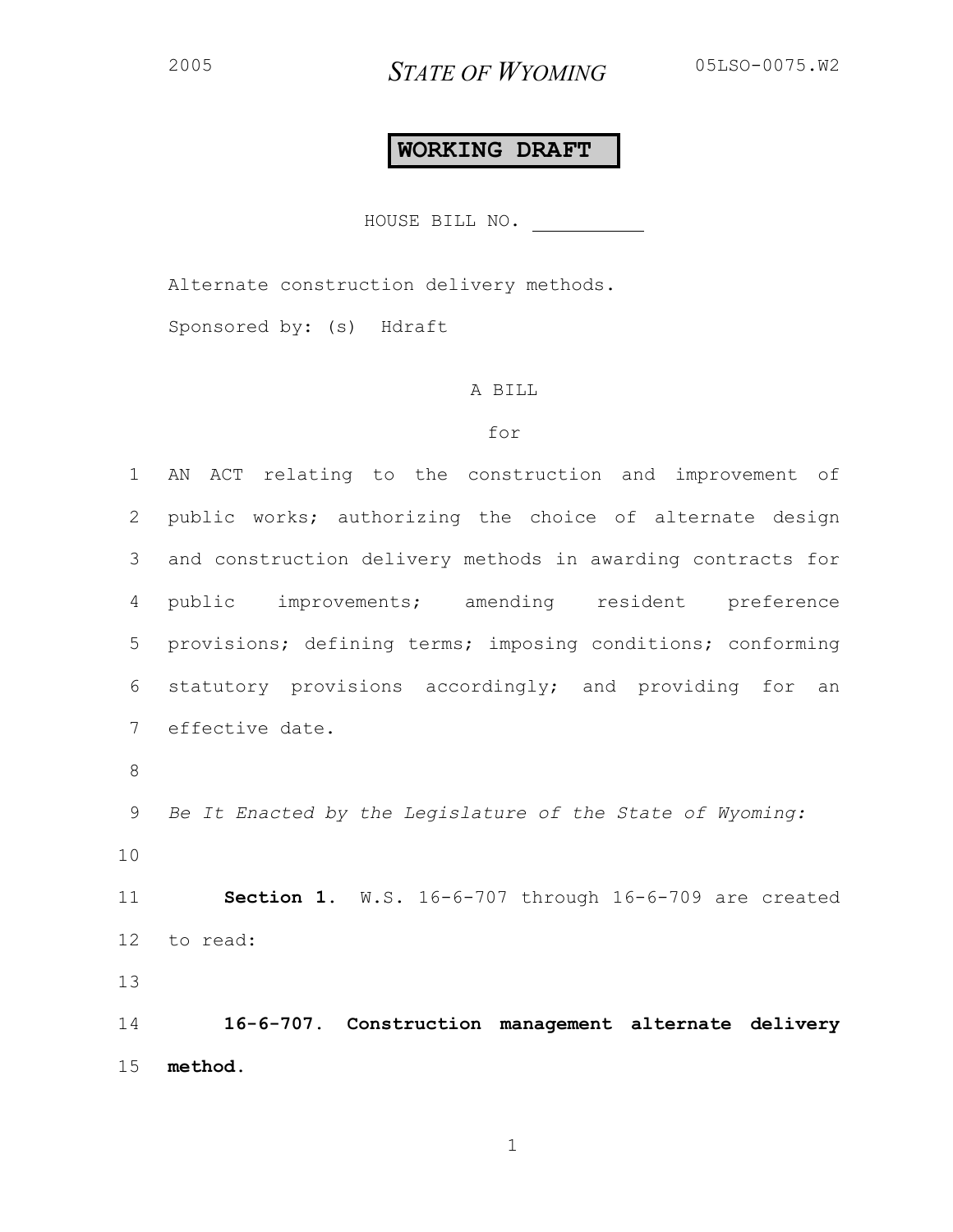2005 **STATE OF WYOMING** 05LSO-0075.W2

**WORKING DRAFT**

HOUSE BILL NO. __________

Alternate construction delivery methods.

Sponsored by: (s) Hdraft

A BILL

for

AN ACT relating to the construction and improvement of public works; authorizing the choice of alternate design and construction delivery methods in awarding contracts for public improvements; amending resident preference provisions; defining terms; imposing conditions; conforming statutory provisions accordingly; and providing for an effective date.

*Be It Enacted by the Legislature of the State of Wyoming:*

**Section 1.** W.S. 16-6-707 through 16-6-709 are created to read:

**16-6-707. Construction management alternate delivery method.**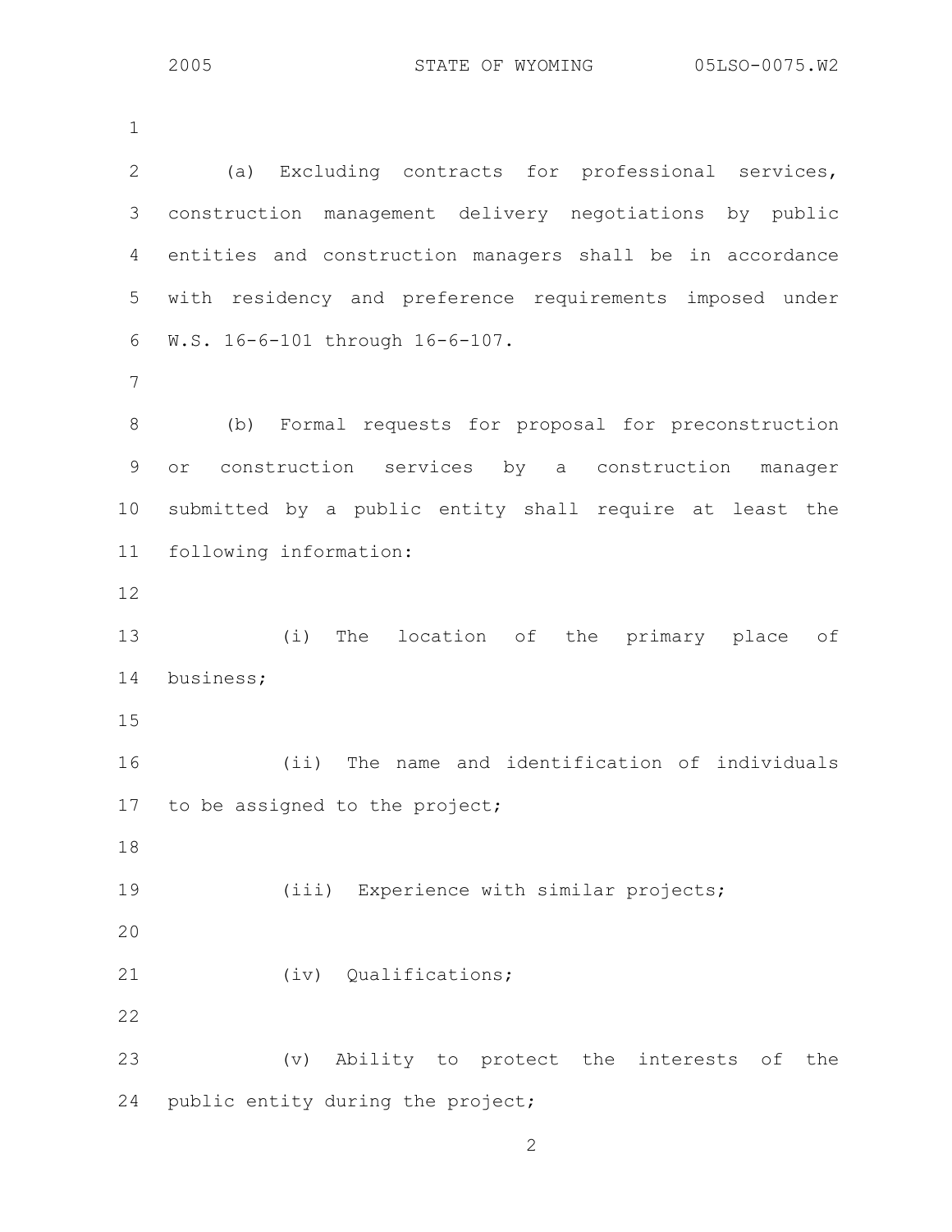(a) Excluding contracts for professional services, construction management delivery negotiations by public entities and construction managers shall be in accordance with residency and preference requirements imposed under W.S. 16-6-101 through 16-6-107.

(b) Formal requests for proposal for preconstruction or construction services by a construction manager submitted by a public entity shall require at least the following information:

(i) The location of the primary place of business;

(ii) The name and identification of individuals to be assigned to the project;

(iii) Experience with similar projects;

(iv) Qualifications;

(v) Ability to protect the interests of the public entity during the project;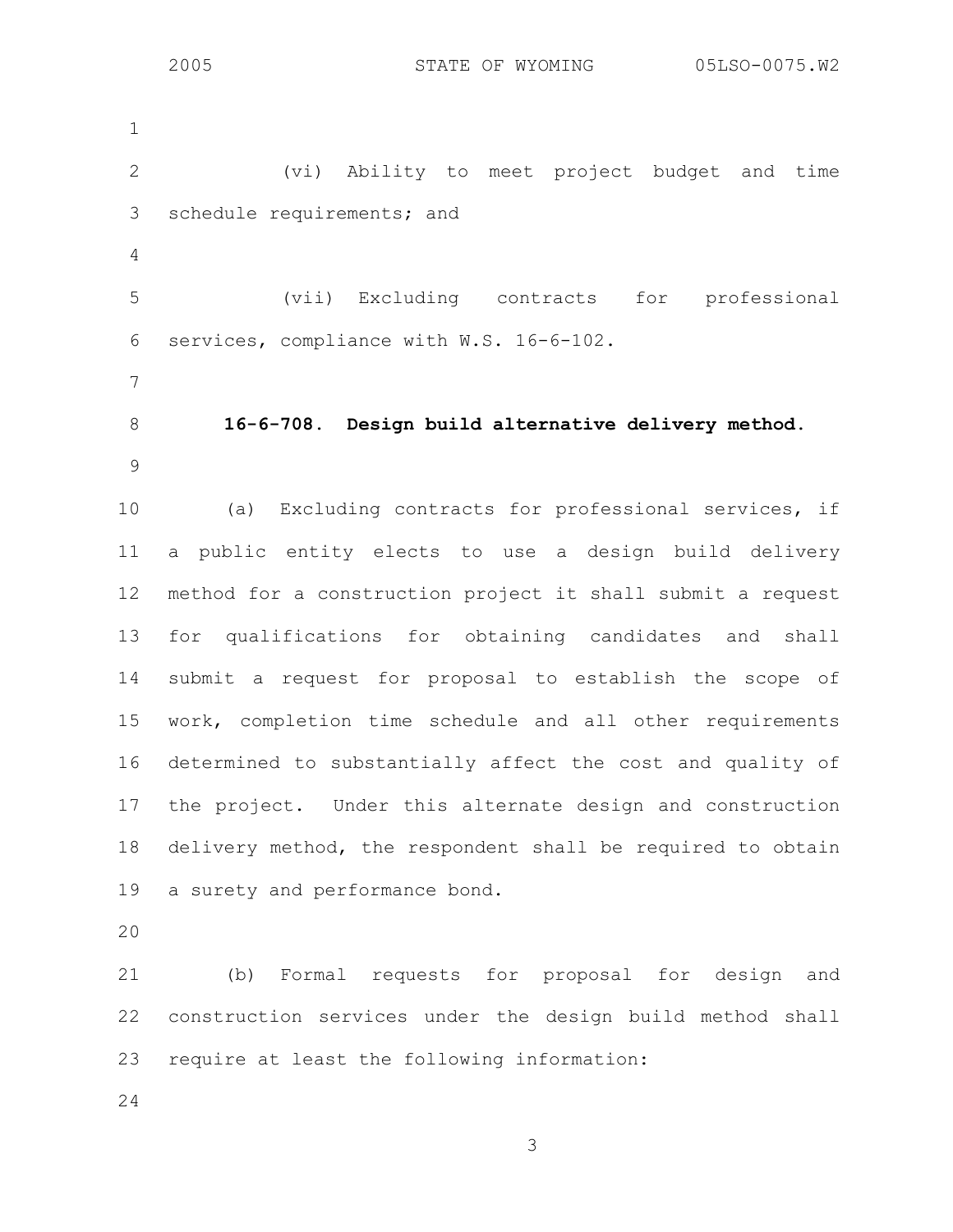(vi) Ability to meet project budget and time schedule requirements; and

(vii) Excluding contracts for professional services, compliance with W.S. 16-6-102.

**16-6-708. Design build alternative delivery method.**

(a) Excluding contracts for professional services, if a public entity elects to use a design build delivery method for a construction project it shall submit a request for qualifications for obtaining candidates and shall submit a request for proposal to establish the scope of work, completion time schedule and all other requirements determined to substantially affect the cost and quality of the project. Under this alternate design and construction delivery method, the respondent shall be required to obtain a surety and performance bond.

(b) Formal requests for proposal for design and construction services under the design build method shall require at least the following information: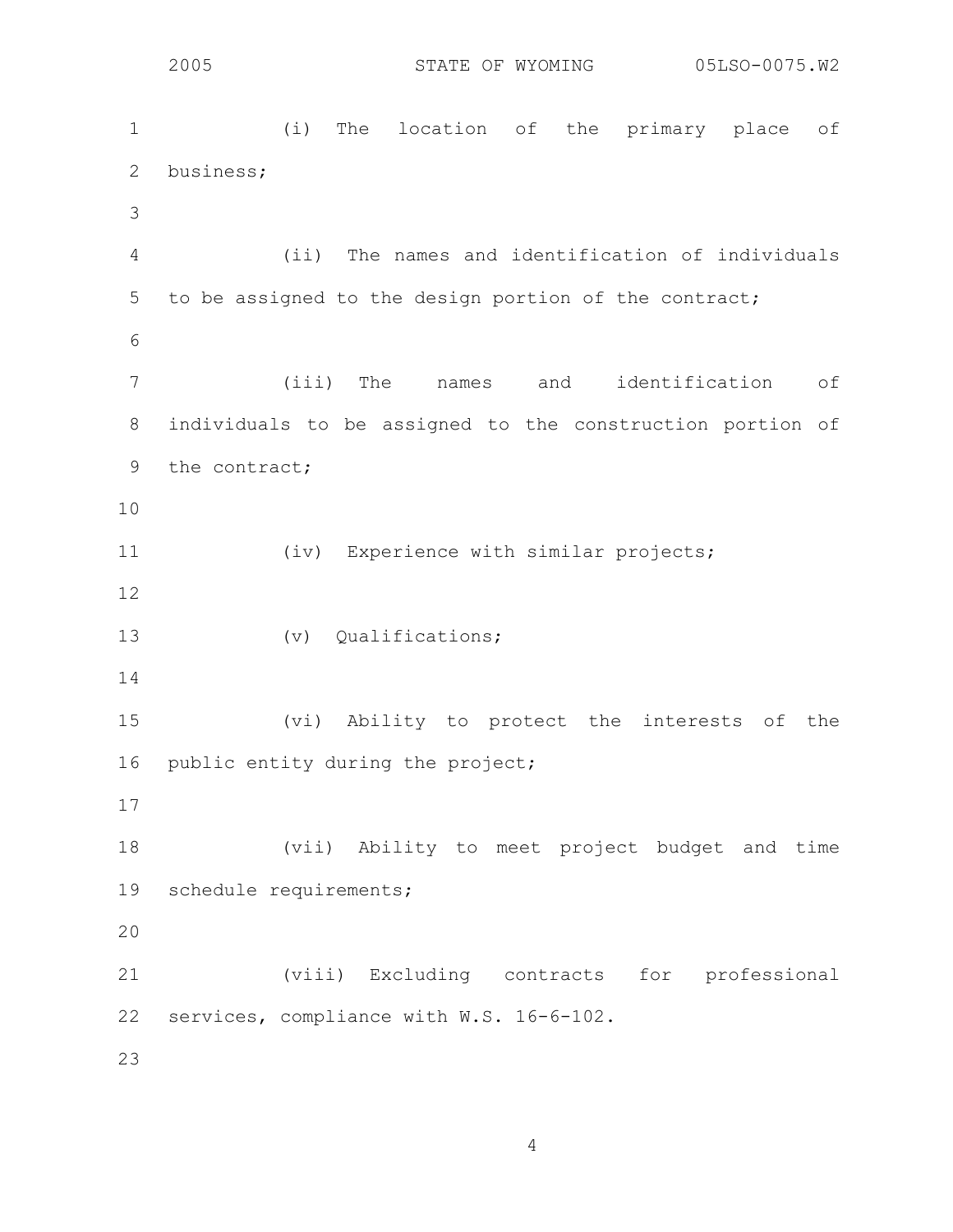(i) The location of the primary place of business;

(ii) The names and identification of individuals to be assigned to the design portion of the contract;

(iii) The names and identification of individuals to be assigned to the construction portion of the contract;

(iv) Experience with similar projects;

(v) Qualifications;

(vi) Ability to protect the interests of the public entity during the project;

(vii) Ability to meet project budget and time schedule requirements;

(viii) Excluding contracts for professional services, compliance with W.S. 16-6-102.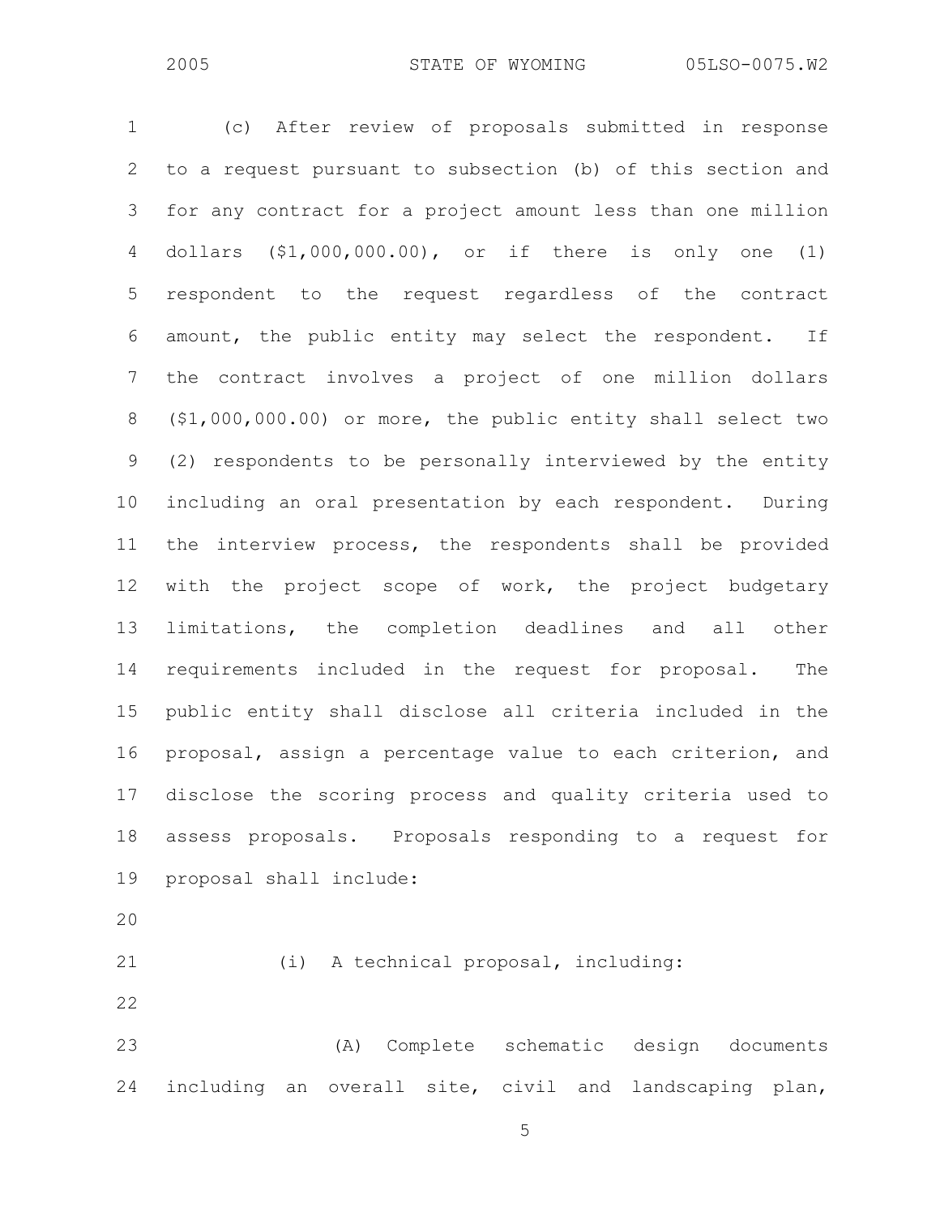(c) After review of proposals submitted in response to a request pursuant to subsection (b) of this section and for any contract for a project amount less than one million dollars ($1,000,000.00), or if there is only one (1) respondent to the request regardless of the contract amount, the public entity may select the respondent. If the contract involves a project of one million dollars ($1,000,000.00) or more, the public entity shall select two (2) respondents to be personally interviewed by the entity including an oral presentation by each respondent. During the interview process, the respondents shall be provided with the project scope of work, the project budgetary limitations, the completion deadlines and all other requirements included in the request for proposal. The public entity shall disclose all criteria included in the proposal, assign a percentage value to each criterion, and disclose the scoring process and quality criteria used to assess proposals. Proposals responding to a request for proposal shall include:

(i) A technical proposal, including:

(A) Complete schematic design documents including an overall site, civil and landscaping plan,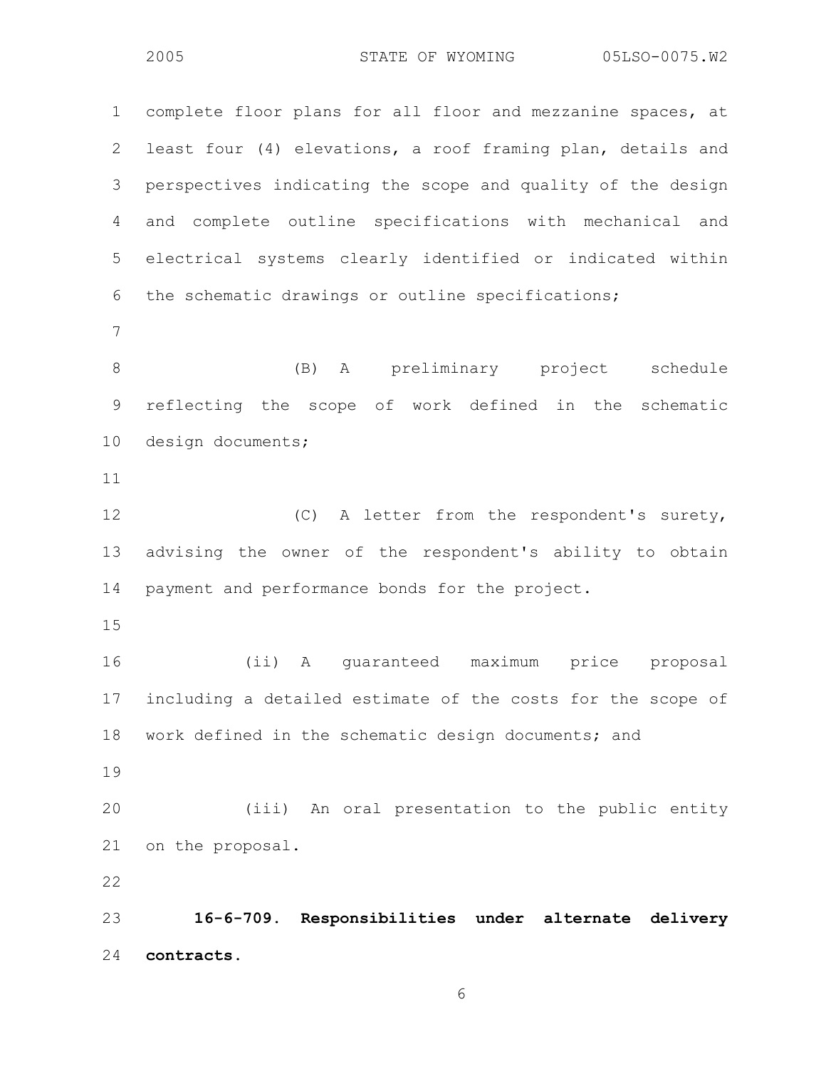complete floor plans for all floor and mezzanine spaces, at least four (4) elevations, a roof framing plan, details and perspectives indicating the scope and quality of the design and complete outline specifications with mechanical and electrical systems clearly identified or indicated within the schematic drawings or outline specifications;

(B) A preliminary project schedule reflecting the scope of work defined in the schematic design documents;

(C) A letter from the respondent's surety, advising the owner of the respondent's ability to obtain payment and performance bonds for the project.

(ii) A guaranteed maximum price proposal including a detailed estimate of the costs for the scope of work defined in the schematic design documents; and

(iii) An oral presentation to the public entity on the proposal.

**16-6-709. Responsibilities under alternate delivery contracts.**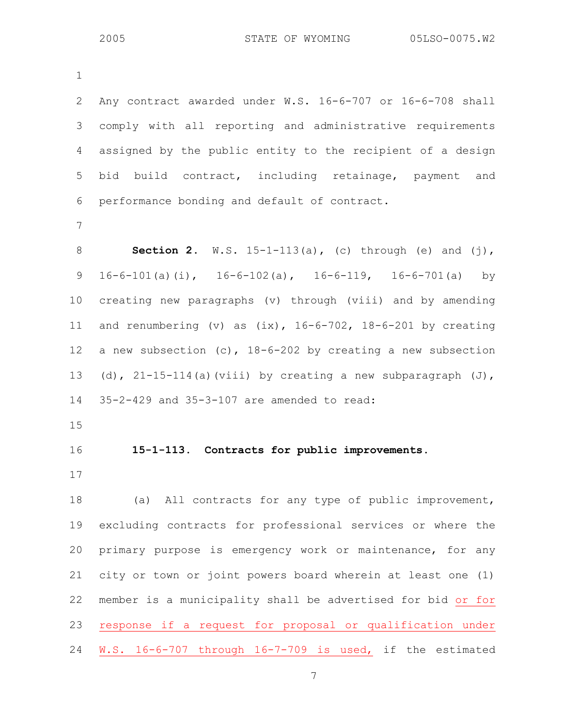Any contract awarded under W.S. 16-6-707 or 16-6-708 shall comply with all reporting and administrative requirements assigned by the public entity to the recipient of a design bid build contract, including retainage, payment and performance bonding and default of contract.

**Section 2.** W.S. 15-1-113(a), (c) through (e) and (j), 16-6-101(a)(i), 16-6-102(a), 16-6-119, 16-6-701(a) by creating new paragraphs (v) through (viii) and by amending and renumbering (v) as (ix), 16-6-702, 18-6-201 by creating a new subsection (c), 18-6-202 by creating a new subsection (d), 21-15-114(a)(viii) by creating a new subparagraph (J), 35-2-429 and 35-3-107 are amended to read:

**15-1-113. Contracts for public improvements.**

(a) All contracts for any type of public improvement, excluding contracts for professional services or where the primary purpose is emergency work or maintenance, for any city or town or joint powers board wherein at least one (1) member is a municipality shall be advertised for bid <u>or for response if a request for proposal or qualification under W.S. 16-6-707 through 16-7-709 is used,</u> if the estimated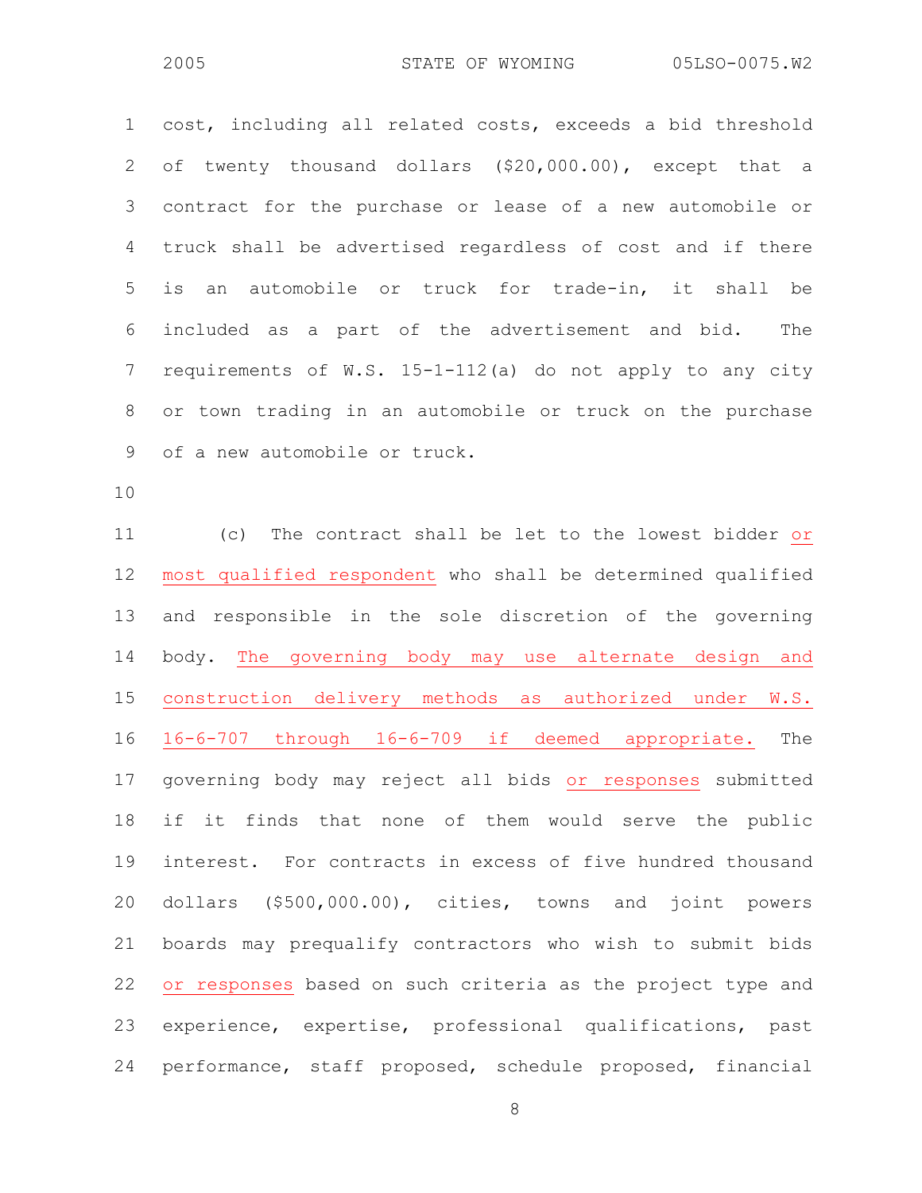cost, including all related costs, exceeds a bid threshold of twenty thousand dollars ($20,000.00), except that a contract for the purchase or lease of a new automobile or truck shall be advertised regardless of cost and if there is an automobile or truck for trade-in, it shall be included as a part of the advertisement and bid. The requirements of W.S. 15-1-112(a) do not apply to any city or town trading in an automobile or truck on the purchase of a new automobile or truck.

(c) The contract shall be let to the lowest bidder or most qualified respondent who shall be determined qualified and responsible in the sole discretion of the governing body. The governing body may use alternate design and construction delivery methods as authorized under W.S. 16-6-707 through 16-6-709 if deemed appropriate. The governing body may reject all bids or responses submitted if it finds that none of them would serve the public interest. For contracts in excess of five hundred thousand dollars ($500,000.00), cities, towns and joint powers boards may prequalify contractors who wish to submit bids or responses based on such criteria as the project type and experience, expertise, professional qualifications, past performance, staff proposed, schedule proposed, financial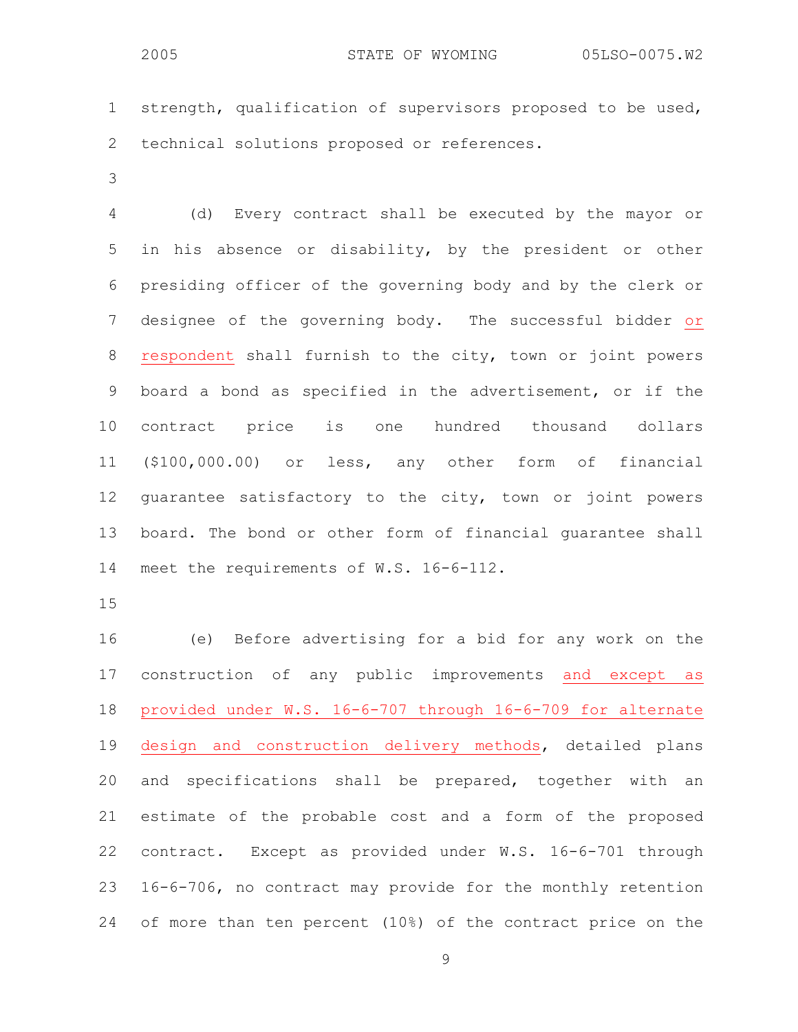strength, qualification of supervisors proposed to be used, technical solutions proposed or references.

(d) Every contract shall be executed by the mayor or in his absence or disability, by the president or other presiding officer of the governing body and by the clerk or designee of the governing body. The successful bidder or respondent shall furnish to the city, town or joint powers board a bond as specified in the advertisement, or if the contract price is one hundred thousand dollars ($100,000.00) or less, any other form of financial guarantee satisfactory to the city, town or joint powers board. The bond or other form of financial guarantee shall meet the requirements of W.S. 16-6-112.

(e) Before advertising for a bid for any work on the construction of any public improvements and except as provided under W.S. 16-6-707 through 16-6-709 for alternate design and construction delivery methods, detailed plans and specifications shall be prepared, together with an estimate of the probable cost and a form of the proposed contract. Except as provided under W.S. 16-6-701 through 16-6-706, no contract may provide for the monthly retention of more than ten percent (10%) of the contract price on the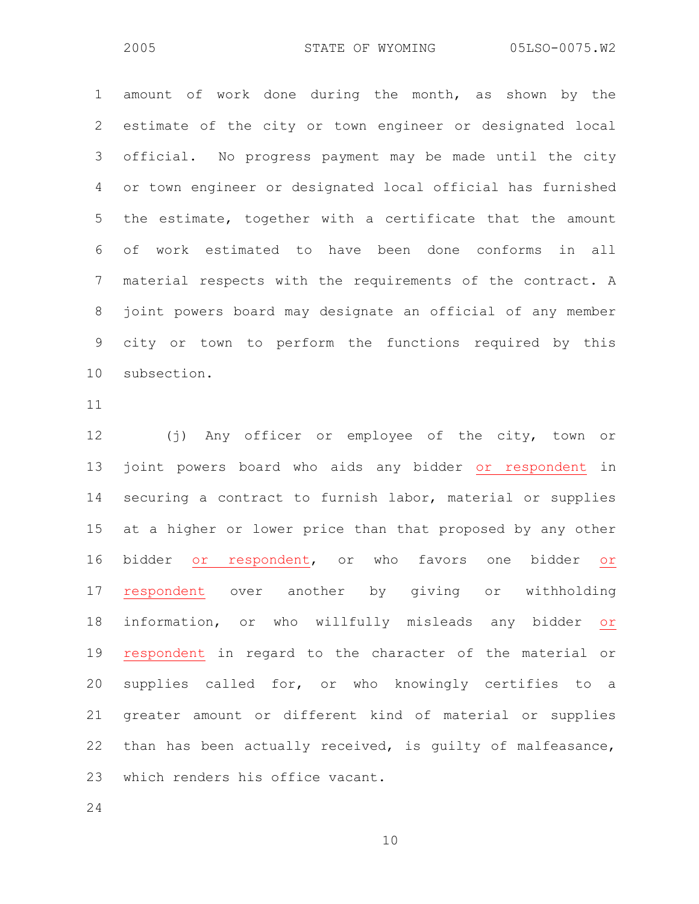amount of work done during the month, as shown by the estimate of the city or town engineer or designated local official. No progress payment may be made until the city or town engineer or designated local official has furnished the estimate, together with a certificate that the amount of work estimated to have been done conforms in all material respects with the requirements of the contract. A joint powers board may designate an official of any member city or town to perform the functions required by this subsection.

(j) Any officer or employee of the city, town or joint powers board who aids any bidder <u>or respondent</u> in securing a contract to furnish labor, material or supplies at a higher or lower price than that proposed by any other bidder <u>or respondent</u>, or who favors one bidder <u>or respondent</u> over another by giving or withholding information, or who willfully misleads any bidder <u>or respondent</u> in regard to the character of the material or supplies called for, or who knowingly certifies to a greater amount or different kind of material or supplies than has been actually received, is guilty of malfeasance, which renders his office vacant.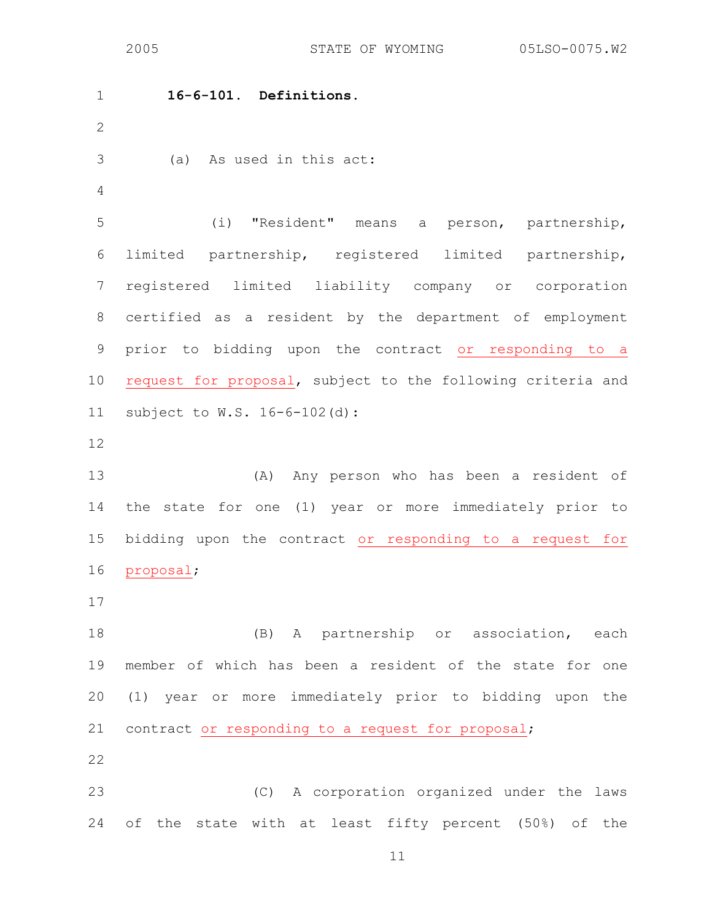**16-6-101. Definitions.**

(a) As used in this act:

(i) "Resident" means a person, partnership, limited partnership, registered limited partnership, registered limited liability company or corporation certified as a resident by the department of employment prior to bidding upon the contract or responding to a request for proposal, subject to the following criteria and subject to W.S. 16-6-102(d):

(A) Any person who has been a resident of the state for one (1) year or more immediately prior to bidding upon the contract or responding to a request for proposal;

(B) A partnership or association, each member of which has been a resident of the state for one (1) year or more immediately prior to bidding upon the contract or responding to a request for proposal;

(C) A corporation organized under the laws of the state with at least fifty percent (50%) of the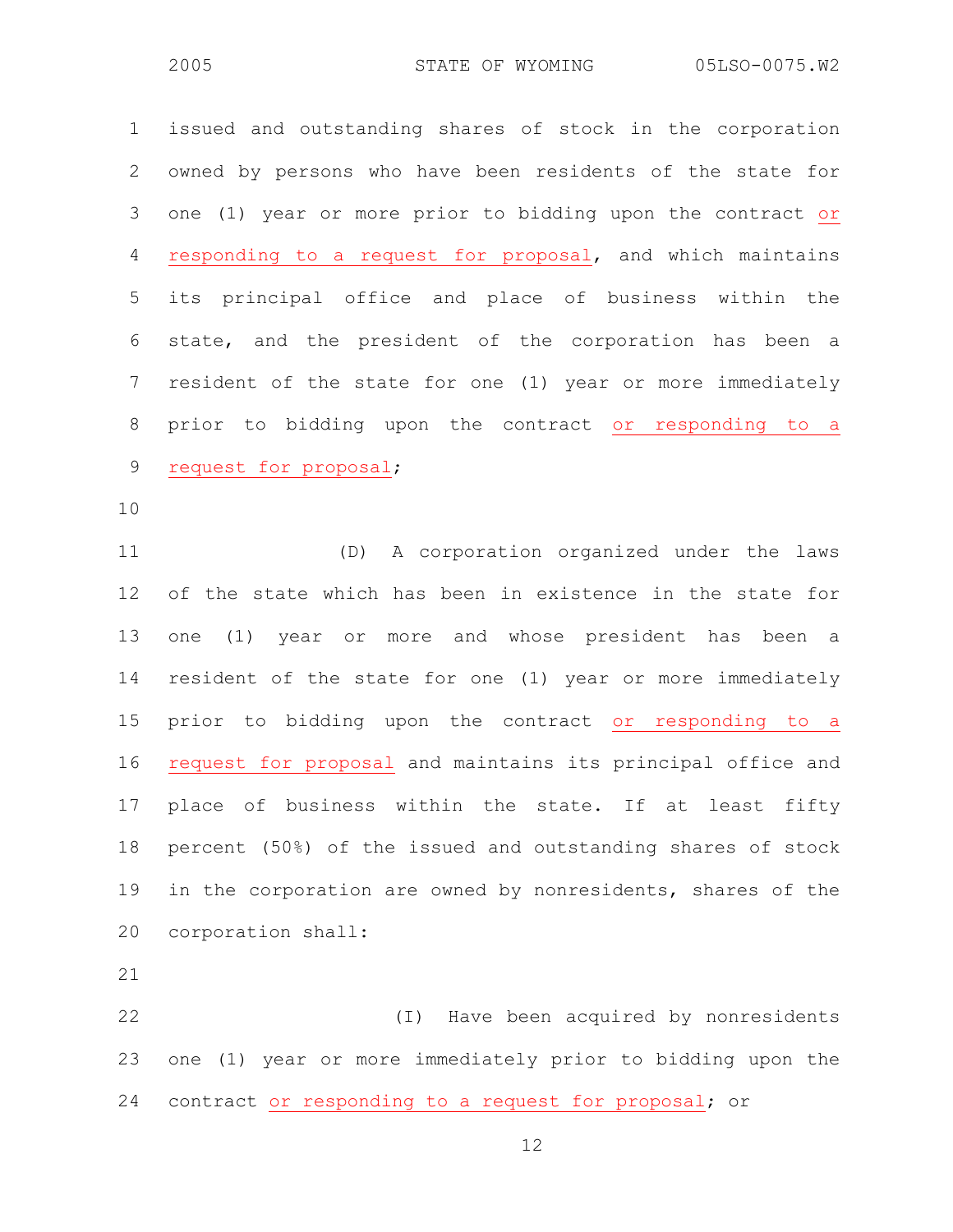issued and outstanding shares of stock in the corporation owned by persons who have been residents of the state for one (1) year or more prior to bidding upon the contract or responding to a request for proposal, and which maintains its principal office and place of business within the state, and the president of the corporation has been a resident of the state for one (1) year or more immediately prior to bidding upon the contract or responding to a request for proposal;

(D) A corporation organized under the laws of the state which has been in existence in the state for one (1) year or more and whose president has been a resident of the state for one (1) year or more immediately prior to bidding upon the contract or responding to a request for proposal and maintains its principal office and place of business within the state. If at least fifty percent (50%) of the issued and outstanding shares of stock in the corporation are owned by nonresidents, shares of the corporation shall:

(I) Have been acquired by nonresidents one (1) year or more immediately prior to bidding upon the contract or responding to a request for proposal; or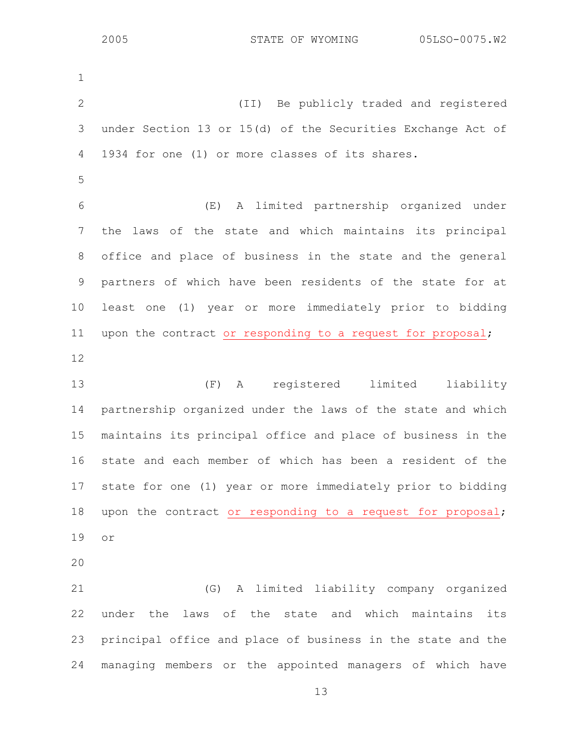(II) Be publicly traded and registered under Section 13 or 15(d) of the Securities Exchange Act of 1934 for one (1) or more classes of its shares.

(E) A limited partnership organized under the laws of the state and which maintains its principal office and place of business in the state and the general partners of which have been residents of the state for at least one (1) year or more immediately prior to bidding upon the contract <u>or responding to a request for proposal</u>;

(F) A registered limited liability partnership organized under the laws of the state and which maintains its principal office and place of business in the state and each member of which has been a resident of the state for one (1) year or more immediately prior to bidding upon the contract <u>or responding to a request for proposal</u>; or

(G) A limited liability company organized under the laws of the state and which maintains its principal office and place of business in the state and the managing members or the appointed managers of which have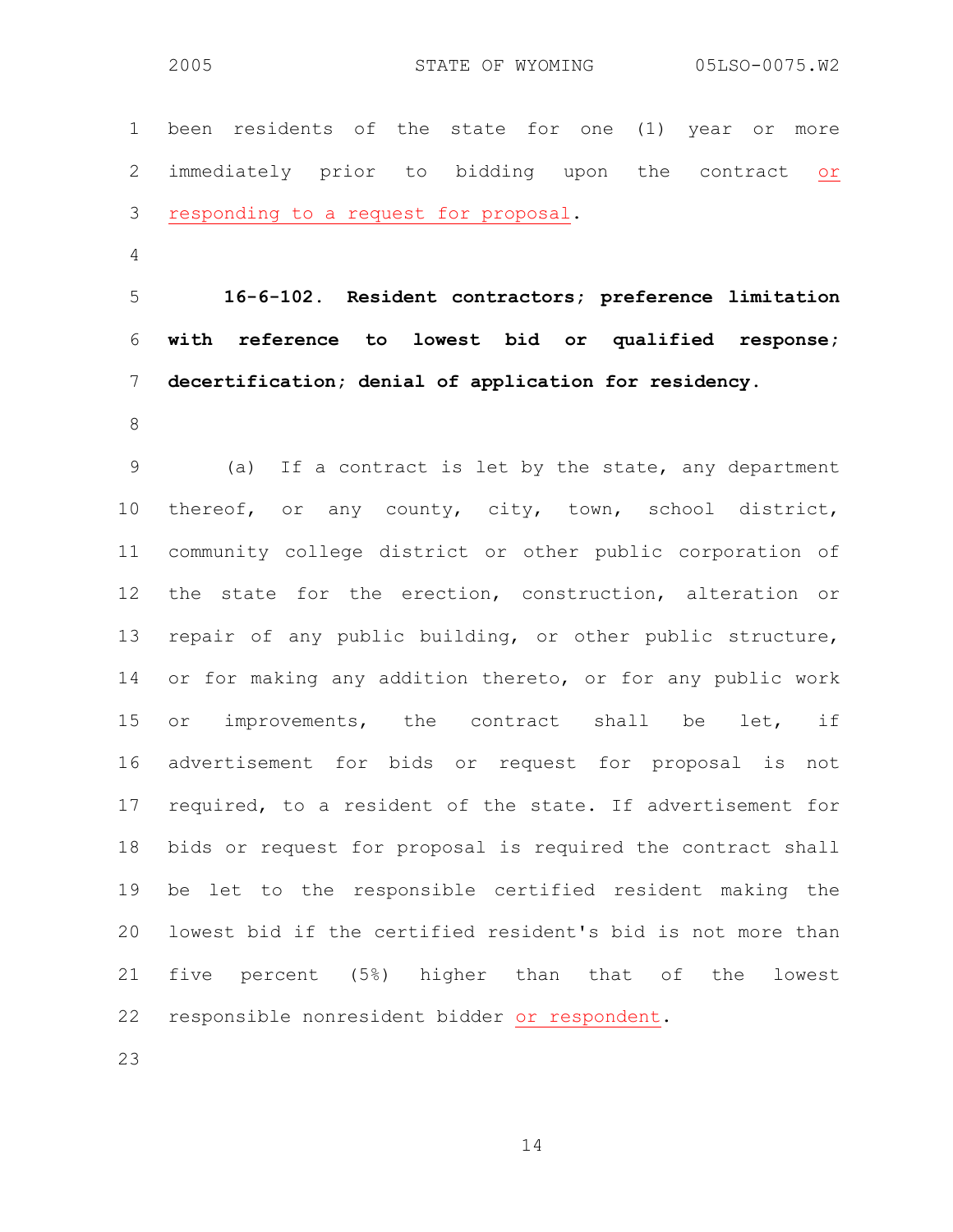been residents of the state for one (1) year or more immediately prior to bidding upon the contract or responding to a request for proposal.

**16-6-102. Resident contractors; preference limitation with reference to lowest bid or qualified response; decertification; denial of application for residency.**

(a) If a contract is let by the state, any department thereof, or any county, city, town, school district, community college district or other public corporation of the state for the erection, construction, alteration or repair of any public building, or other public structure, or for making any addition thereto, or for any public work or improvements, the contract shall be let, if advertisement for bids or request for proposal is not required, to a resident of the state. If advertisement for bids or request for proposal is required the contract shall be let to the responsible certified resident making the lowest bid if the certified resident's bid is not more than five percent (5%) higher than that of the lowest responsible nonresident bidder or respondent.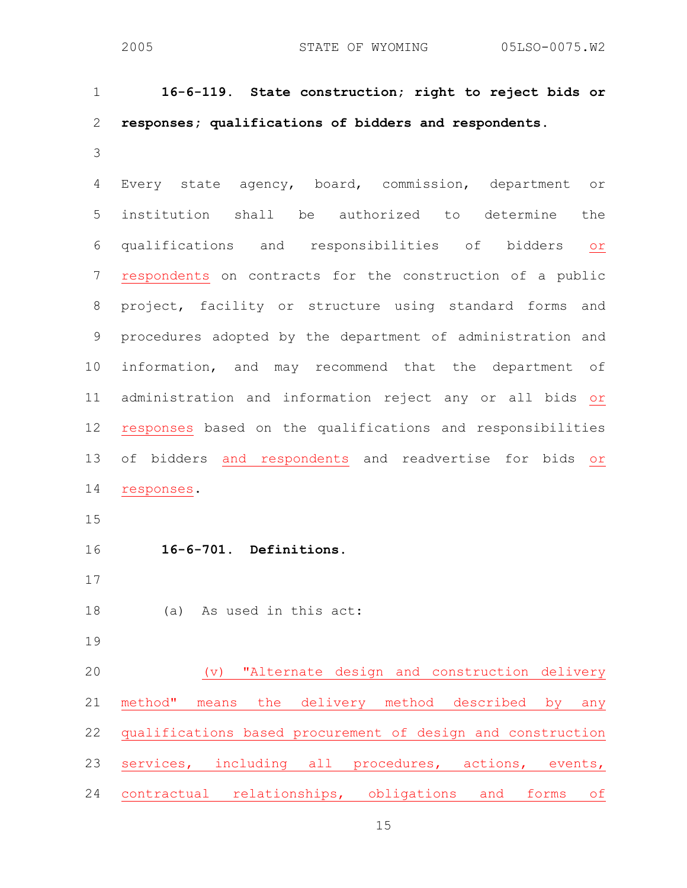**16-6-119. State construction; right to reject bids or responses; qualifications of bidders and respondents.**

Every state agency, board, commission, department or institution shall be authorized to determine the qualifications and responsibilities of bidders or respondents on contracts for the construction of a public project, facility or structure using standard forms and procedures adopted by the department of administration and information, and may recommend that the department of administration and information reject any or all bids or responses based on the qualifications and responsibilities of bidders and respondents and readvertise for bids or responses.

**16-6-701. Definitions.**

(a) As used in this act:

(v) "Alternate design and construction delivery method" means the delivery method described by any qualifications based procurement of design and construction services, including all procedures, actions, events, contractual relationships, obligations and forms of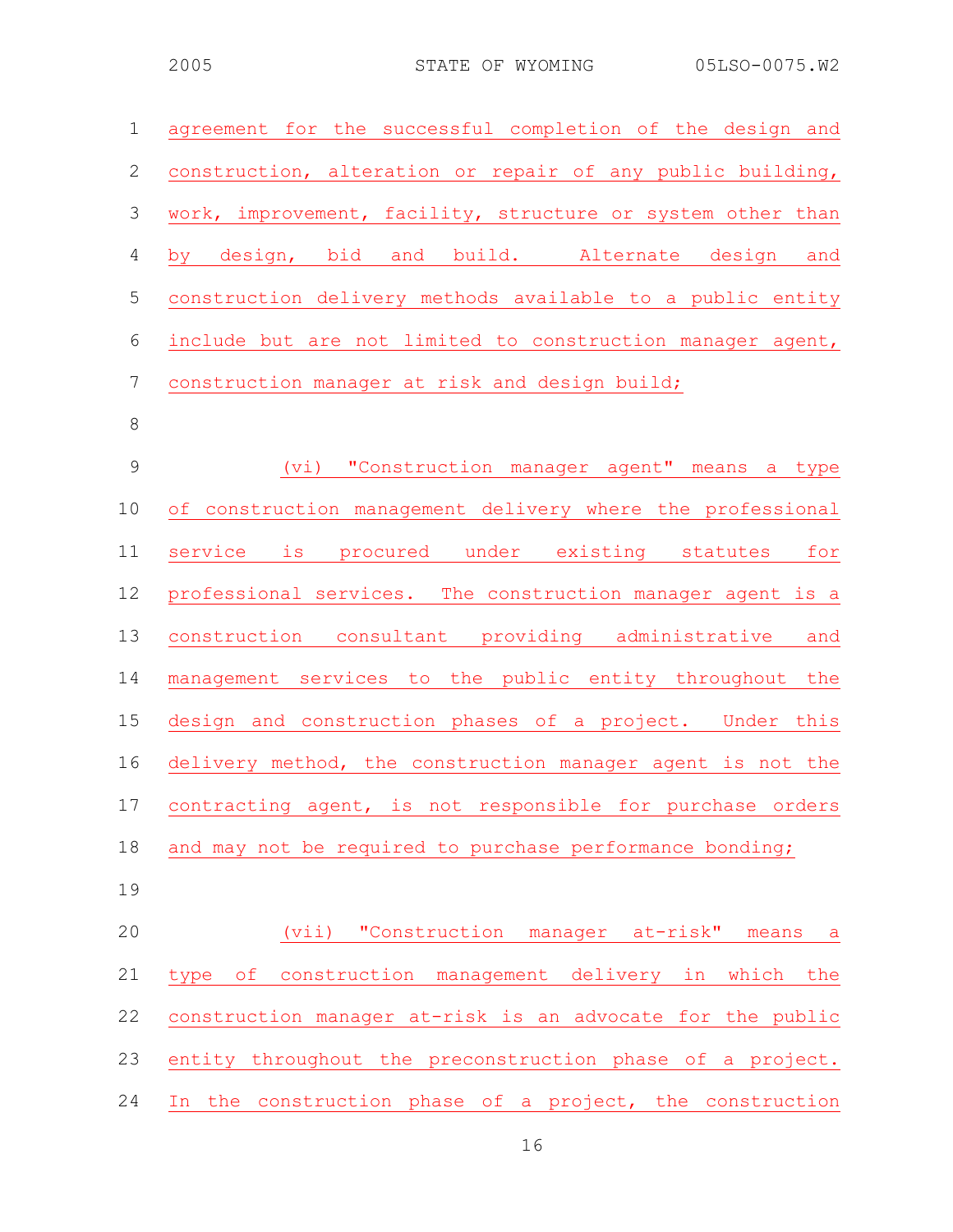agreement for the successful completion of the design and construction, alteration or repair of any public building, work, improvement, facility, structure or system other than by design, bid and build. Alternate design and construction delivery methods available to a public entity include but are not limited to construction manager agent, construction manager at risk and design build;

(vi) "Construction manager agent" means a type of construction management delivery where the professional service is procured under existing statutes for professional services. The construction manager agent is a construction consultant providing administrative and management services to the public entity throughout the design and construction phases of a project. Under this delivery method, the construction manager agent is not the contracting agent, is not responsible for purchase orders and may not be required to purchase performance bonding;

(vii) "Construction manager at-risk" means a type of construction management delivery in which the construction manager at-risk is an advocate for the public entity throughout the preconstruction phase of a project. In the construction phase of a project, the construction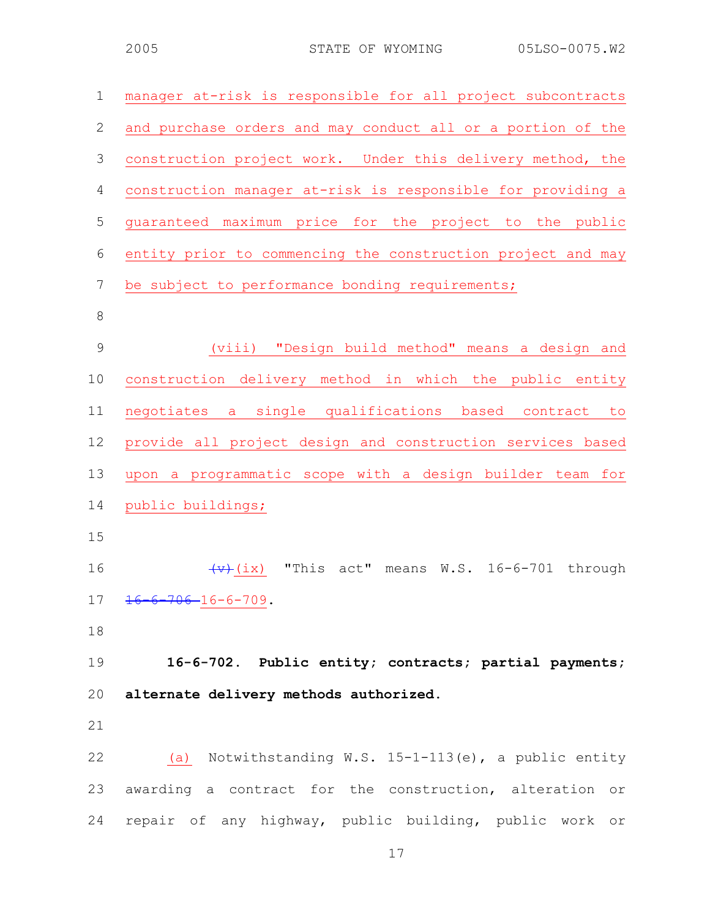manager at-risk is responsible for all project subcontracts and purchase orders and may conduct all or a portion of the construction project work. Under this delivery method, the construction manager at-risk is responsible for providing a guaranteed maximum price for the project to the public entity prior to commencing the construction project and may be subject to performance bonding requirements;

(viii) "Design build method" means a design and construction delivery method in which the public entity negotiates a single qualifications based contract to provide all project design and construction services based upon a programmatic scope with a design builder team for public buildings;

~~(v)~~ (ix) "This act" means W.S. 16-6-701 through ~~16-6-706~~ 16-6-709.

**16-6-702. Public entity; contracts; partial payments; alternate delivery methods authorized.**

(a) Notwithstanding W.S. 15-1-113(e), a public entity awarding a contract for the construction, alteration or repair of any highway, public building, public work or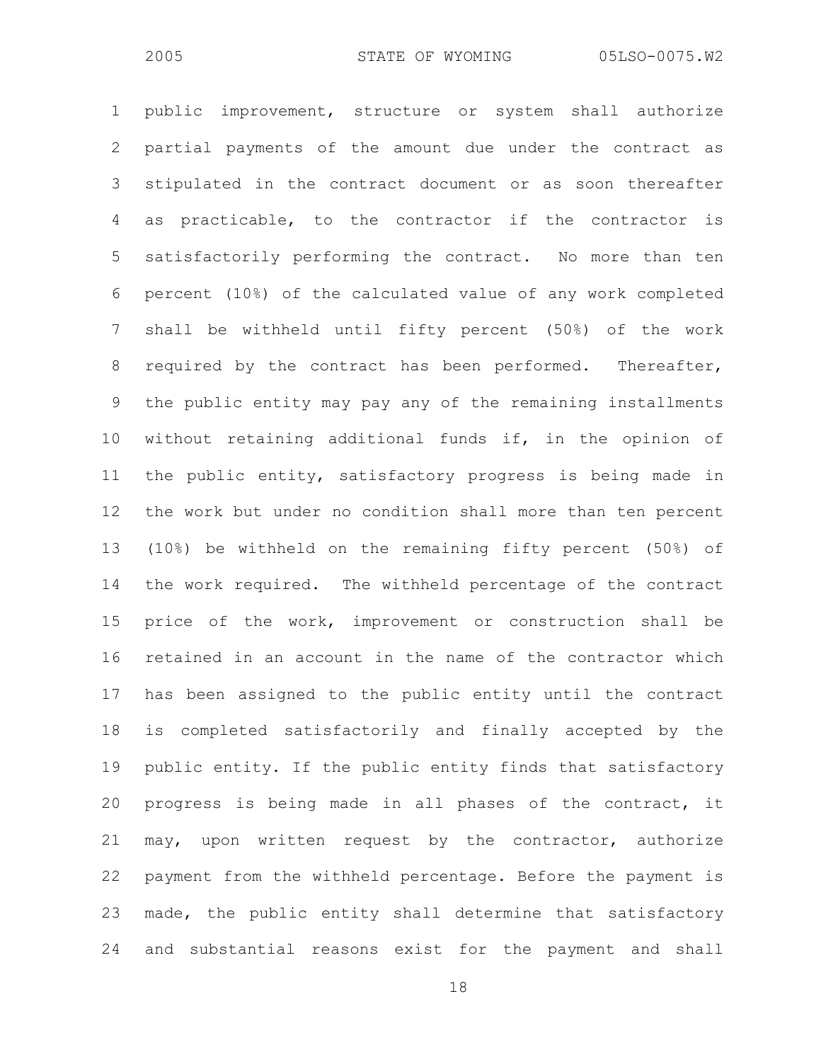public improvement, structure or system shall authorize partial payments of the amount due under the contract as stipulated in the contract document or as soon thereafter as practicable, to the contractor if the contractor is satisfactorily performing the contract. No more than ten percent (10%) of the calculated value of any work completed shall be withheld until fifty percent (50%) of the work required by the contract has been performed. Thereafter, the public entity may pay any of the remaining installments without retaining additional funds if, in the opinion of the public entity, satisfactory progress is being made in the work but under no condition shall more than ten percent (10%) be withheld on the remaining fifty percent (50%) of the work required. The withheld percentage of the contract price of the work, improvement or construction shall be retained in an account in the name of the contractor which has been assigned to the public entity until the contract is completed satisfactorily and finally accepted by the public entity. If the public entity finds that satisfactory progress is being made in all phases of the contract, it may, upon written request by the contractor, authorize payment from the withheld percentage. Before the payment is made, the public entity shall determine that satisfactory and substantial reasons exist for the payment and shall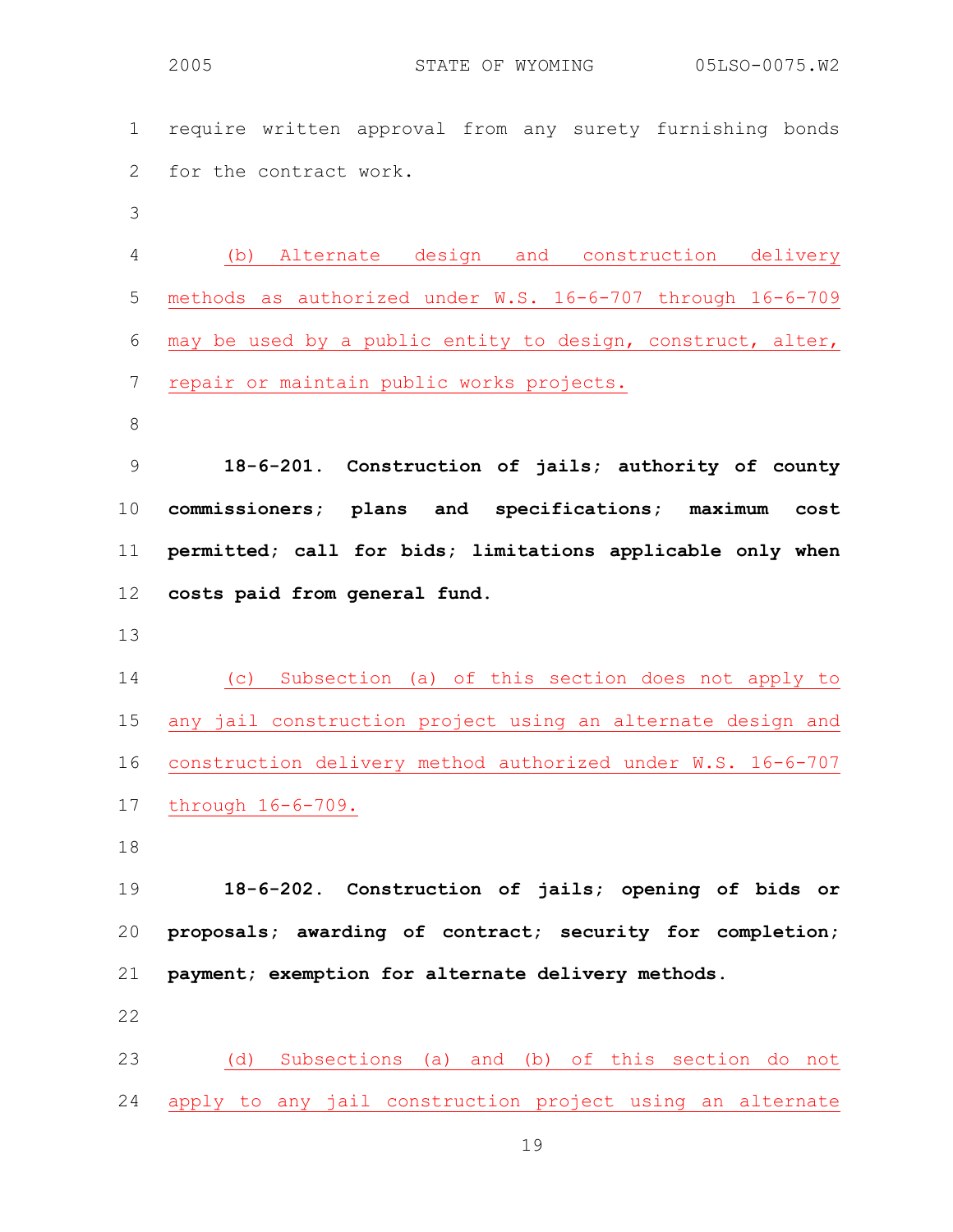require written approval from any surety furnishing bonds for the contract work.

(b) Alternate design and construction delivery methods as authorized under W.S. 16-6-707 through 16-6-709 may be used by a public entity to design, construct, alter, repair or maintain public works projects.

**18-6-201. Construction of jails; authority of county commissioners; plans and specifications; maximum cost permitted; call for bids; limitations applicable only when costs paid from general fund.**

(c) Subsection (a) of this section does not apply to any jail construction project using an alternate design and construction delivery method authorized under W.S. 16-6-707 through 16-6-709.

**18-6-202. Construction of jails; opening of bids or proposals; awarding of contract; security for completion; payment; exemption for alternate delivery methods.**

(d) Subsections (a) and (b) of this section do not apply to any jail construction project using an alternate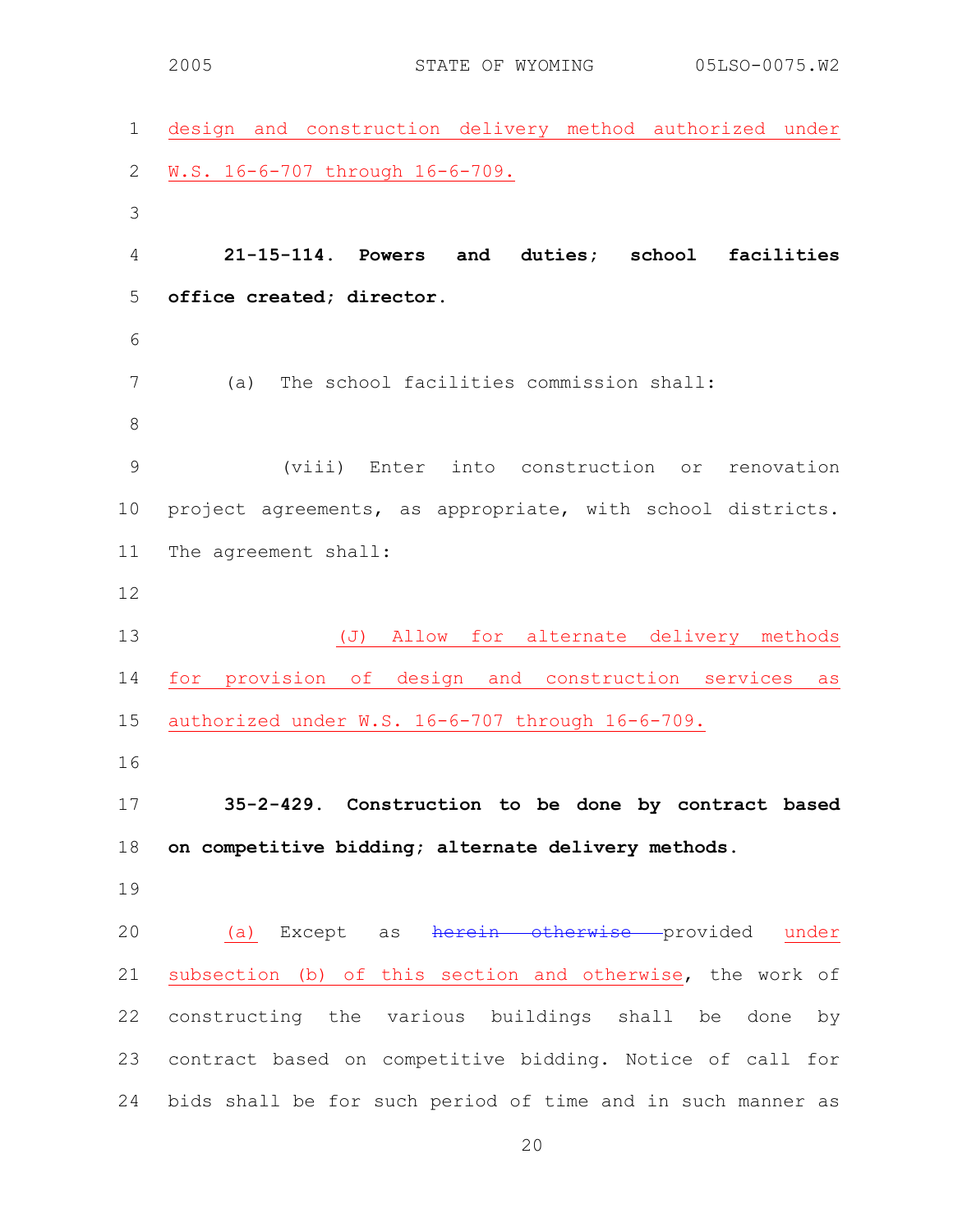design and construction delivery method authorized under W.S. 16-6-707 through 16-6-709.

**21-15-114. Powers and duties; school facilities office created; director.**

(a) The school facilities commission shall:

(viii) Enter into construction or renovation project agreements, as appropriate, with school districts. The agreement shall:

(J) Allow for alternate delivery methods for provision of design and construction services as authorized under W.S. 16-6-707 through 16-6-709.

**35-2-429. Construction to be done by contract based on competitive bidding; alternate delivery methods.**

(a) Except as ~~herein otherwise~~ provided under subsection (b) of this section and otherwise, the work of constructing the various buildings shall be done by contract based on competitive bidding. Notice of call for bids shall be for such period of time and in such manner as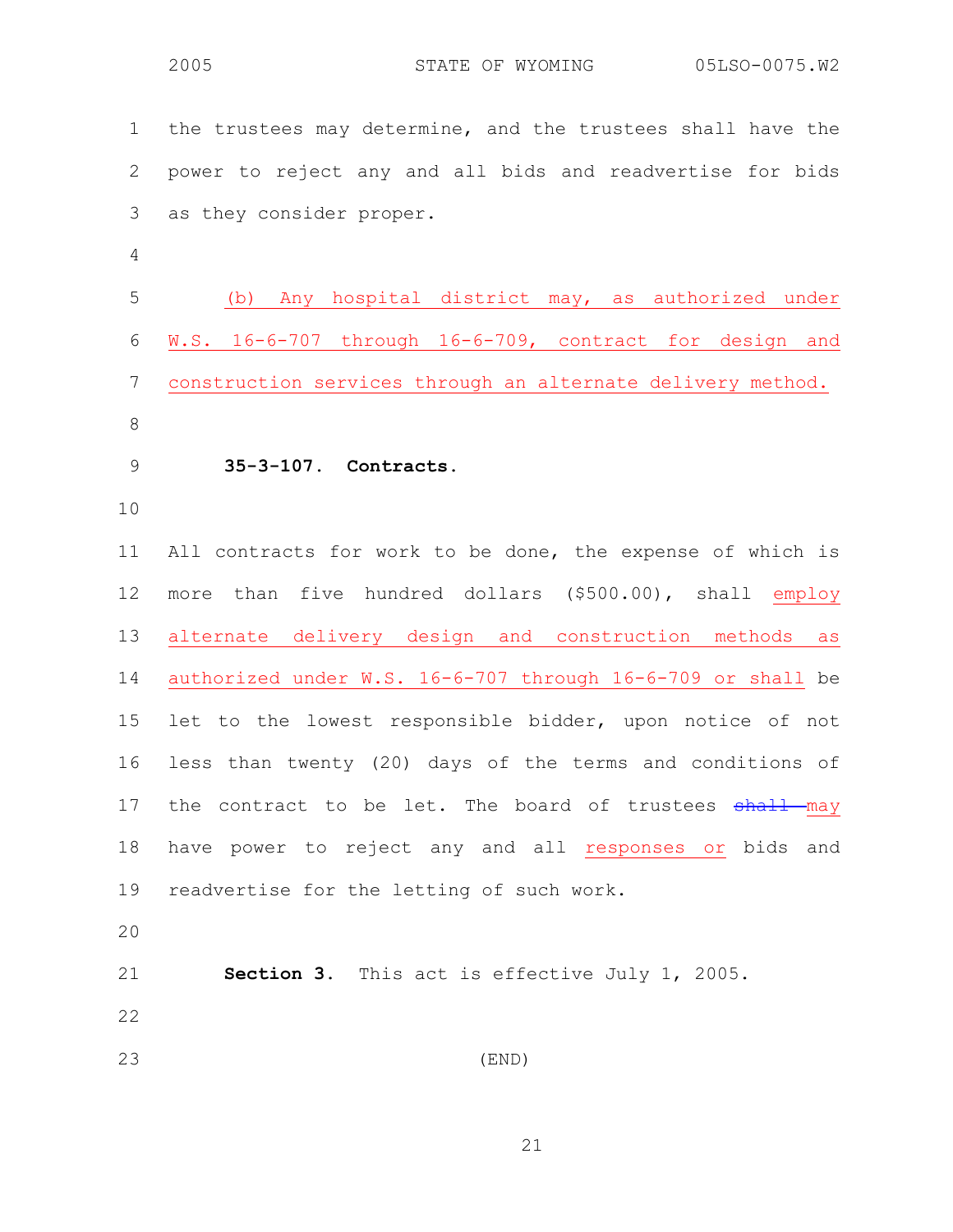the trustees may determine, and the trustees shall have the power to reject any and all bids and readvertise for bids as they consider proper.

(b) Any hospital district may, as authorized under W.S. 16-6-707 through 16-6-709, contract for design and construction services through an alternate delivery method.

**35-3-107. Contracts.**

All contracts for work to be done, the expense of which is more than five hundred dollars ($500.00), shall employ alternate delivery design and construction methods as authorized under W.S. 16-6-707 through 16-6-709 or shall be let to the lowest responsible bidder, upon notice of not less than twenty (20) days of the terms and conditions of the contract to be let. The board of trustees ~~shall~~ may have power to reject any and all responses or bids and readvertise for the letting of such work.

**Section 3.** This act is effective July 1, 2005.

(END)